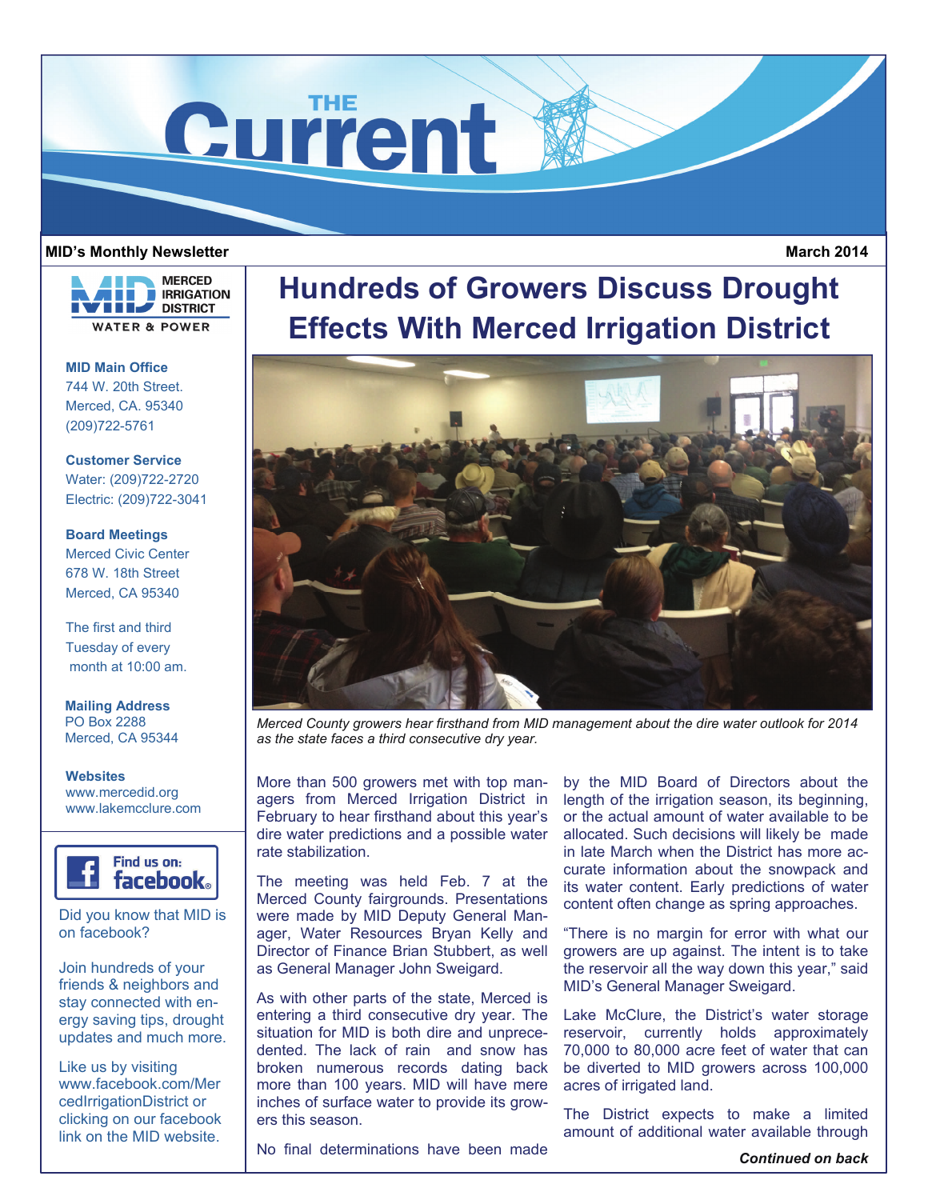# THE Current

**MID's Monthly Newsletter** **March 2014**

MERCED IRRIGATION DISTRICT
WATER & POWER

**MID Main Office**
744 W. 20th Street.
Merced, CA. 95340
(209)722-5761

**Customer Service**
Water: (209)722-2720
Electric: (209)722-3041

**Board Meetings**
Merced Civic Center
678 W. 18th Street
Merced, CA 95340

The first and third Tuesday of every month at 10:00 am.

**Mailing Address**
PO Box 2288
Merced, CA 95344

**Websites**
www.mercedid.org
www.lakemcclure.com

Find us on: facebook

Did you know that MID is on facebook?

Join hundreds of your friends & neighbors and stay connected with energy saving tips, drought updates and much more.

Like us by visiting www.facebook.com/MercedIrrigationDistrict or clicking on our facebook link on the MID website.

# Hundreds of Growers Discuss Drought Effects With Merced Irrigation District

*Merced County growers hear firsthand from MID management about the dire water outlook for 2014 as the state faces a third consecutive dry year.*

More than 500 growers met with top managers from Merced Irrigation District in February to hear firsthand about this year's dire water predictions and a possible water rate stabilization.

The meeting was held Feb. 7 at the Merced County fairgrounds. Presentations were made by MID Deputy General Manager, Water Resources Bryan Kelly and Director of Finance Brian Stubbert, as well as General Manager John Sweigard.

As with other parts of the state, Merced is entering a third consecutive dry year. The situation for MID is both dire and unprecedented. The lack of rain and snow has broken numerous records dating back more than 100 years. MID will have mere inches of surface water to provide its growers this season.

No final determinations have been made by the MID Board of Directors about the length of the irrigation season, its beginning, or the actual amount of water available to be allocated. Such decisions will likely be made in late March when the District has more accurate information about the snowpack and its water content. Early predictions of water content often change as spring approaches.

"There is no margin for error with what our growers are up against. The intent is to take the reservoir all the way down this year," said MID's General Manager Sweigard.

Lake McClure, the District's water storage reservoir, currently holds approximately 70,000 to 80,000 acre feet of water that can be diverted to MID growers across 100,000 acres of irrigated land.

The District expects to make a limited amount of additional water available through

***Continued on back***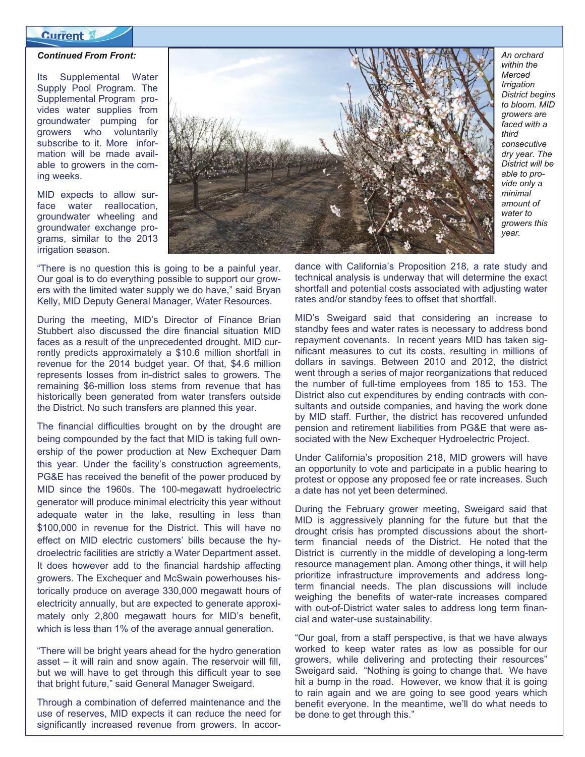***Continued From Front:***

Its Supplemental Water Supply Pool Program. The Supplemental Program provides water supplies from groundwater pumping for growers who voluntarily subscribe to it. More information will be made available to growers in the coming weeks.

MID expects to allow surface water reallocation, groundwater wheeling and groundwater exchange programs, similar to the 2013 irrigation season.

*An orchard within the Merced Irrigation District begins to bloom. MID growers are faced with a third consecutive dry year. The District will be able to provide only a minimal amount of water to growers this year.*

"There is no question this is going to be a painful year. Our goal is to do everything possible to support our growers with the limited water supply we do have," said Bryan Kelly, MID Deputy General Manager, Water Resources.

During the meeting, MID's Director of Finance Brian Stubbert also discussed the dire financial situation MID faces as a result of the unprecedented drought. MID currently predicts approximately a $10.6 million shortfall in revenue for the 2014 budget year. Of that, $4.6 million represents losses from in-district sales to growers. The remaining $6-million loss stems from revenue that has historically been generated from water transfers outside the District. No such transfers are planned this year.

The financial difficulties brought on by the drought are being compounded by the fact that MID is taking full ownership of the power production at New Exchequer Dam this year. Under the facility's construction agreements, PG&E has received the benefit of the power produced by MID since the 1960s. The 100-megawatt hydroelectric generator will produce minimal electricity this year without adequate water in the lake, resulting in less than $100,000 in revenue for the District. This will have no effect on MID electric customers' bills because the hydroelectric facilities are strictly a Water Department asset. It does however add to the financial hardship affecting growers. The Exchequer and McSwain powerhouses historically produce on average 330,000 megawatt hours of electricity annually, but are expected to generate approximately only 2,800 megawatt hours for MID's benefit, which is less than 1% of the average annual generation.

"There will be bright years ahead for the hydro generation asset – it will rain and snow again. The reservoir will fill, but we will have to get through this difficult year to see that bright future," said General Manager Sweigard.

Through a combination of deferred maintenance and the use of reserves, MID expects it can reduce the need for significantly increased revenue from growers. In accordance with California's Proposition 218, a rate study and technical analysis is underway that will determine the exact shortfall and potential costs associated with adjusting water rates and/or standby fees to offset that shortfall.

MID's Sweigard said that considering an increase to standby fees and water rates is necessary to address bond repayment covenants. In recent years MID has taken significant measures to cut its costs, resulting in millions of dollars in savings. Between 2010 and 2012, the district went through a series of major reorganizations that reduced the number of full-time employees from 185 to 153. The District also cut expenditures by ending contracts with consultants and outside companies, and having the work done by MID staff. Further, the district has recovered unfunded pension and retirement liabilities from PG&E that were associated with the New Exchequer Hydroelectric Project.

Under California's proposition 218, MID growers will have an opportunity to vote and participate in a public hearing to protest or oppose any proposed fee or rate increases. Such a date has not yet been determined.

During the February grower meeting, Sweigard said that MID is aggressively planning for the future but that the drought crisis has prompted discussions about the short-term financial needs of the District. He noted that the District is currently in the middle of developing a long-term resource management plan. Among other things, it will help prioritize infrastructure improvements and address long-term financial needs. The plan discussions will include weighing the benefits of water-rate increases compared with out-of-District water sales to address long term financial and water-use sustainability.

"Our goal, from a staff perspective, is that we have always worked to keep water rates as low as possible for our growers, while delivering and protecting their resources" Sweigard said. "Nothing is going to change that. We have hit a bump in the road. However, we know that it is going to rain again and we are going to see good years which benefit everyone. In the meantime, we'll do what needs to be done to get through this."